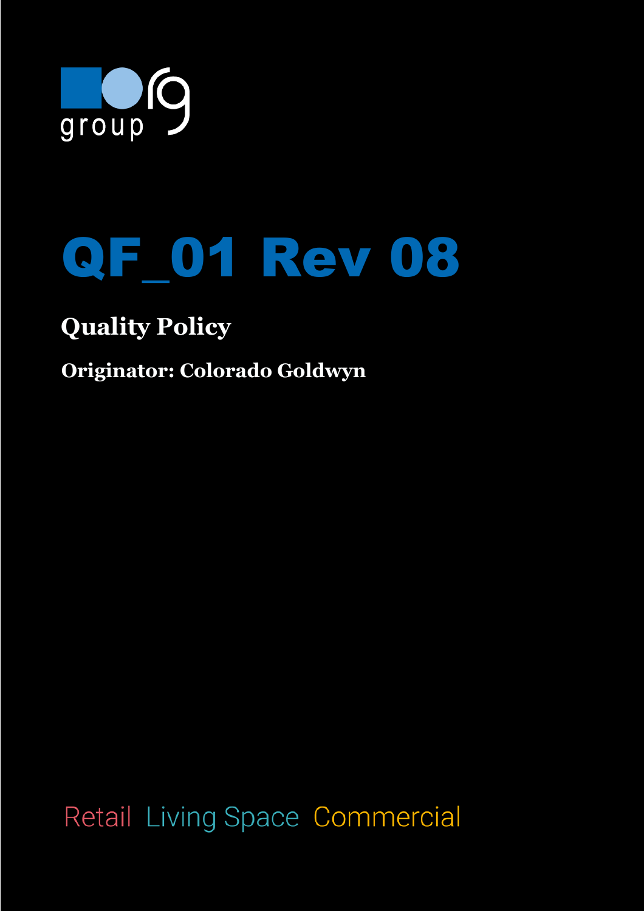group

# QF_01 Rev 08

## Quality Policy

**Originator: Colorado Goldwyn**

Retail Living Space Commercial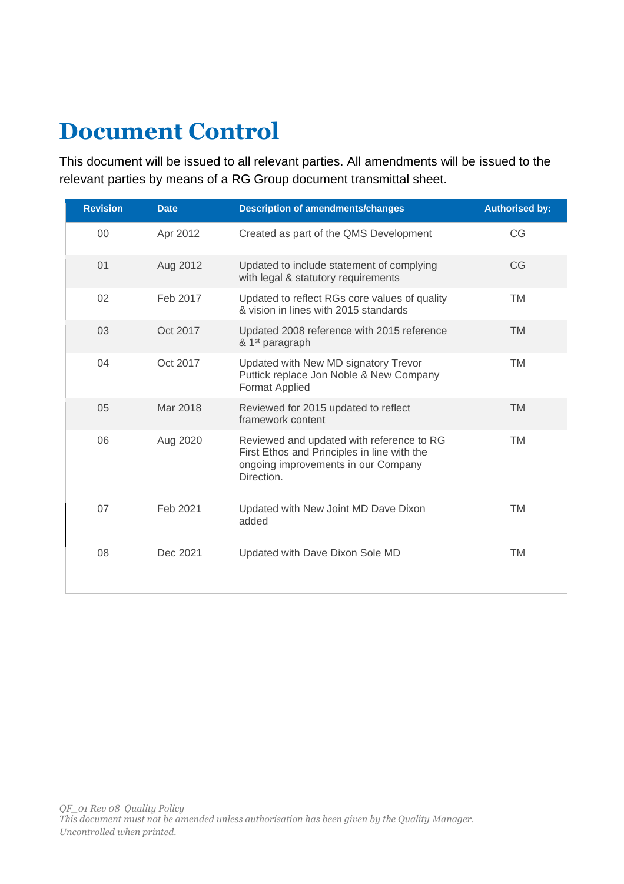# Document Control

This document will be issued to all relevant parties. All amendments will be issued to the relevant parties by means of a RG Group document transmittal sheet.

| Revision | Date | Description of amendments/changes | Authorised by: |
|---|---|---|---|
| 00 | Apr 2012 | Created as part of the QMS Development | CG |
| 01 | Aug 2012 | Updated to include statement of complying with legal & statutory requirements | CG |
| 02 | Feb 2017 | Updated to reflect RGs core values of quality & vision in lines with 2015 standards | TM |
| 03 | Oct 2017 | Updated 2008 reference with 2015 reference & 1st paragraph | TM |
| 04 | Oct 2017 | Updated with New MD signatory Trevor Puttick replace Jon Noble & New Company Format Applied | TM |
| 05 | Mar 2018 | Reviewed for 2015 updated to reflect framework content | TM |
| 06 | Aug 2020 | Reviewed and updated with reference to RG First Ethos and Principles in line with the ongoing improvements in our Company Direction. | TM |
| 07 | Feb 2021 | Updated with New Joint MD Dave Dixon added | TM |
| 08 | Dec 2021 | Updated with Dave Dixon Sole MD | TM |

*QF_01 Rev 08 Quality Policy*
*This document must not be amended unless authorisation has been given by the Quality Manager.*
*Uncontrolled when printed.*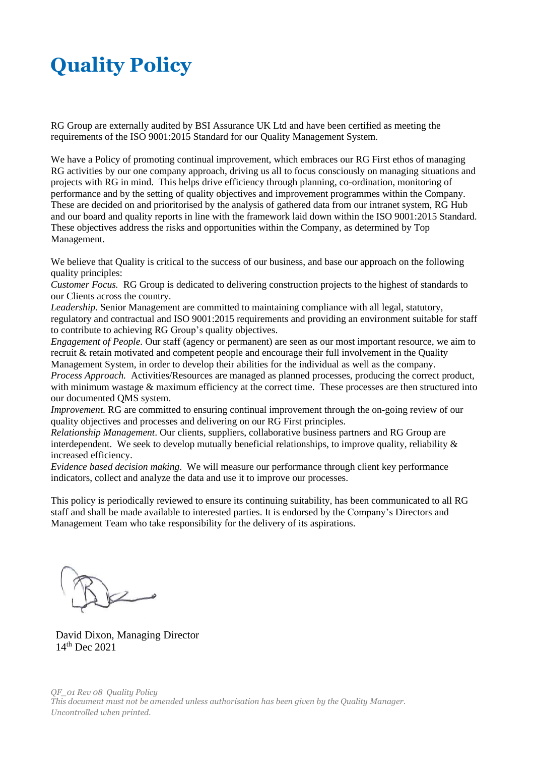# Quality Policy

RG Group are externally audited by BSI Assurance UK Ltd and have been certified as meeting the requirements of the ISO 9001:2015 Standard for our Quality Management System.

We have a Policy of promoting continual improvement, which embraces our RG First ethos of managing RG activities by our one company approach, driving us all to focus consciously on managing situations and projects with RG in mind. This helps drive efficiency through planning, co-ordination, monitoring of performance and by the setting of quality objectives and improvement programmes within the Company. These are decided on and prioritised by the analysis of gathered data from our intranet system, RG Hub and our board and quality reports in line with the framework laid down within the ISO 9001:2015 Standard. These objectives address the risks and opportunities within the Company, as determined by Top Management.

We believe that Quality is critical to the success of our business, and base our approach on the following quality principles:

*Customer Focus.* RG Group is dedicated to delivering construction projects to the highest of standards to our Clients across the country.

*Leadership.* Senior Management are committed to maintaining compliance with all legal, statutory, regulatory and contractual and ISO 9001:2015 requirements and providing an environment suitable for staff to contribute to achieving RG Group's quality objectives.

*Engagement of People.* Our staff (agency or permanent) are seen as our most important resource, we aim to recruit & retain motivated and competent people and encourage their full involvement in the Quality Management System, in order to develop their abilities for the individual as well as the company.

*Process Approach.* Activities/Resources are managed as planned processes, producing the correct product, with minimum wastage & maximum efficiency at the correct time. These processes are then structured into our documented QMS system.

*Improvement.* RG are committed to ensuring continual improvement through the on-going review of our quality objectives and processes and delivering on our RG First principles.

*Relationship Management.* Our clients, suppliers, collaborative business partners and RG Group are interdependent. We seek to develop mutually beneficial relationships, to improve quality, reliability & increased efficiency.

*Evidence based decision making.* We will measure our performance through client key performance indicators, collect and analyze the data and use it to improve our processes.

This policy is periodically reviewed to ensure its continuing suitability, has been communicated to all RG staff and shall be made available to interested parties. It is endorsed by the Company's Directors and Management Team who take responsibility for the delivery of its aspirations.

David Dixon, Managing Director
14th Dec 2021

*QF_01 Rev 08 Quality Policy*
*This document must not be amended unless authorisation has been given by the Quality Manager.*
*Uncontrolled when printed.*